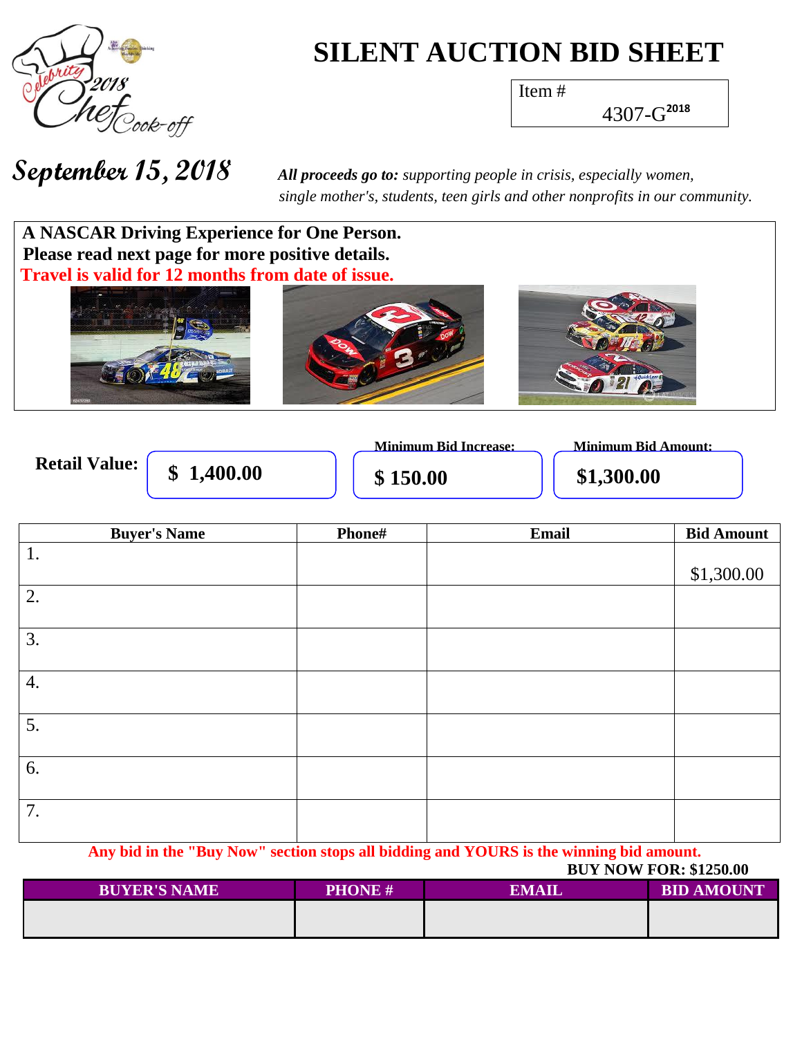# SILENT AUCTION BID SHEET

Item # 4307-G2018

Celebrity 2018 Chef Cook-off

**September 15, 2018**

***All proceeds go to:*** *supporting people in crisis, especially women, single mother's, students, teen girls and other nonprofits in our community.*

**A NASCAR Driving Experience for One Person.**
**Please read next page for more positive details.**
**Travel is valid for 12 months from date of issue.**

| Retail Value: | Minimum Bid Increase: | Minimum Bid Amount: |
|---|---|---|
| $ 1,400.00 | $ 150.00 | $1,300.00 |

| Buyer's Name | Phone# | Email | Bid Amount |
|---|---|---|---|
| 1. | | | $1,300.00 |
| 2. | | | |
| 3. | | | |
| 4. | | | |
| 5. | | | |
| 6. | | | |
| 7. | | | |

**Any bid in the "Buy Now" section stops all bidding and YOURS is the winning bid amount.**

**BUY NOW FOR: $1250.00**

| BUYER'S NAME | PHONE # | EMAIL | BID AMOUNT |
|---|---|---|---|
| | | | |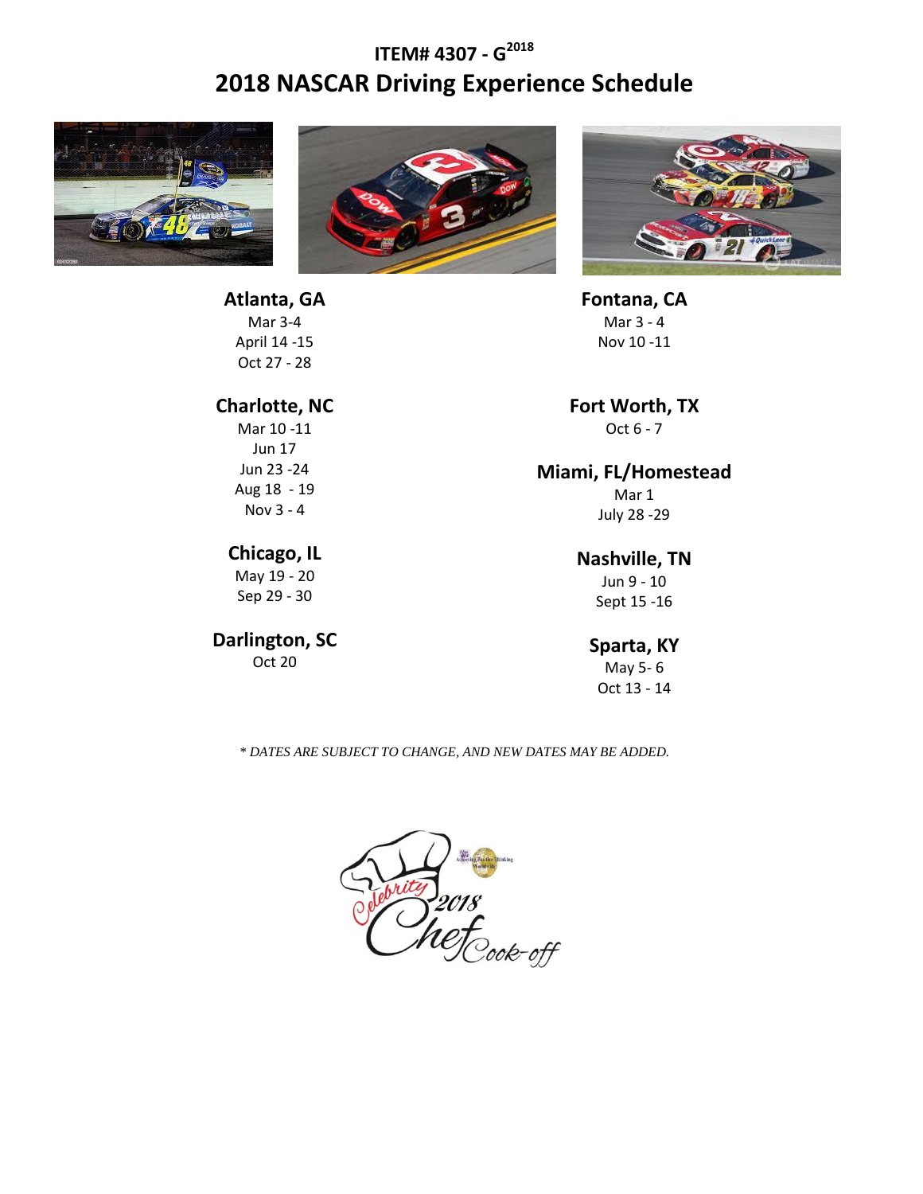# ITEM# 4307 - G2018

## 2018 NASCAR Driving Experience Schedule

**Atlanta, GA**
Mar 3-4
April 14 -15
Oct 27 - 28

**Charlotte, NC**
Mar 10 -11
Jun 17
Jun 23 -24
Aug 18 - 19
Nov 3 - 4

**Chicago, IL**
May 19 - 20
Sep 29 - 30

**Darlington, SC**
Oct 20

**Fontana, CA**
Mar 3 - 4
Nov 10 -11

**Fort Worth, TX**
Oct 6 - 7

**Miami, FL/Homestead**
Mar 1
July 28 -29

**Nashville, TN**
Jun 9 - 10
Sept 15 -16

**Sparta, KY**
May 5- 6
Oct 13 - 14

*\* DATES ARE SUBJECT TO CHANGE, AND NEW DATES MAY BE ADDED.*

Celebrity 2018 Chef Cook-off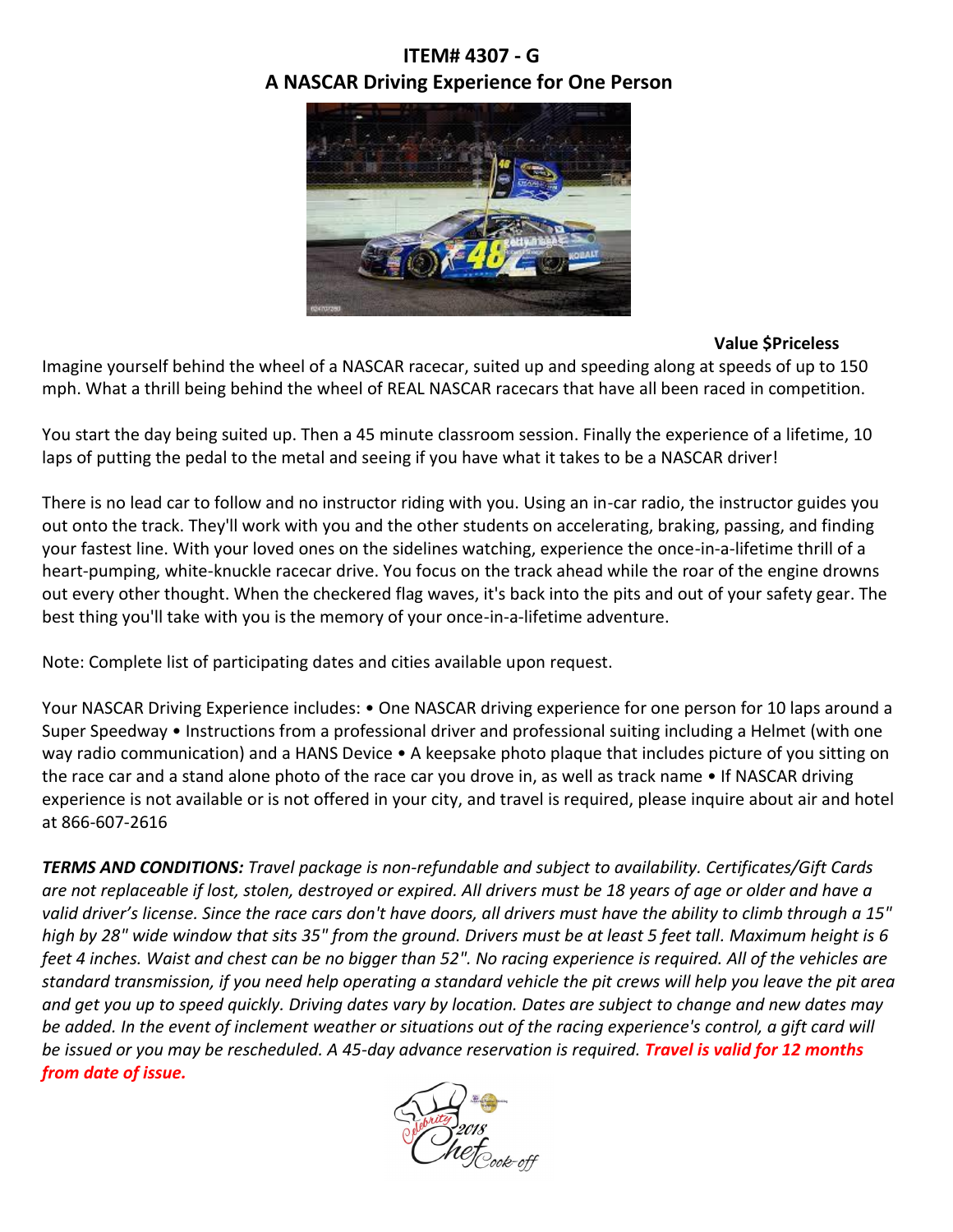# ITEM# 4307 - G
# A NASCAR Driving Experience for One Person

**Value $Priceless**

Imagine yourself behind the wheel of a NASCAR racecar, suited up and speeding along at speeds of up to 150 mph. What a thrill being behind the wheel of REAL NASCAR racecars that have all been raced in competition.

You start the day being suited up. Then a 45 minute classroom session. Finally the experience of a lifetime, 10 laps of putting the pedal to the metal and seeing if you have what it takes to be a NASCAR driver!

There is no lead car to follow and no instructor riding with you. Using an in-car radio, the instructor guides you out onto the track. They'll work with you and the other students on accelerating, braking, passing, and finding your fastest line. With your loved ones on the sidelines watching, experience the once-in-a-lifetime thrill of a heart-pumping, white-knuckle racecar drive. You focus on the track ahead while the roar of the engine drowns out every other thought. When the checkered flag waves, it's back into the pits and out of your safety gear. The best thing you'll take with you is the memory of your once-in-a-lifetime adventure.

Note: Complete list of participating dates and cities available upon request.

Your NASCAR Driving Experience includes: • One NASCAR driving experience for one person for 10 laps around a Super Speedway • Instructions from a professional driver and professional suiting including a Helmet (with one way radio communication) and a HANS Device • A keepsake photo plaque that includes picture of you sitting on the race car and a stand alone photo of the race car you drove in, as well as track name • If NASCAR driving experience is not available or is not offered in your city, and travel is required, please inquire about air and hotel at 866-607-2616

***TERMS AND CONDITIONS:*** *Travel package is non-refundable and subject to availability. Certificates/Gift Cards are not replaceable if lost, stolen, destroyed or expired. All drivers must be 18 years of age or older and have a valid driver's license. Since the race cars don't have doors, all drivers must have the ability to climb through a 15" high by 28" wide window that sits 35" from the ground. Drivers must be at least 5 feet tall. Maximum height is 6 feet 4 inches. Waist and chest can be no bigger than 52". No racing experience is required. All of the vehicles are standard transmission, if you need help operating a standard vehicle the pit crews will help you leave the pit area and get you up to speed quickly. Driving dates vary by location. Dates are subject to change and new dates may be added. In the event of inclement weather or situations out of the racing experience's control, a gift card will be issued or you may be rescheduled. A 45-day advance reservation is required.* ***Travel is valid for 12 months from date of issue.***

Celebrity 2018 Chef Cook-off